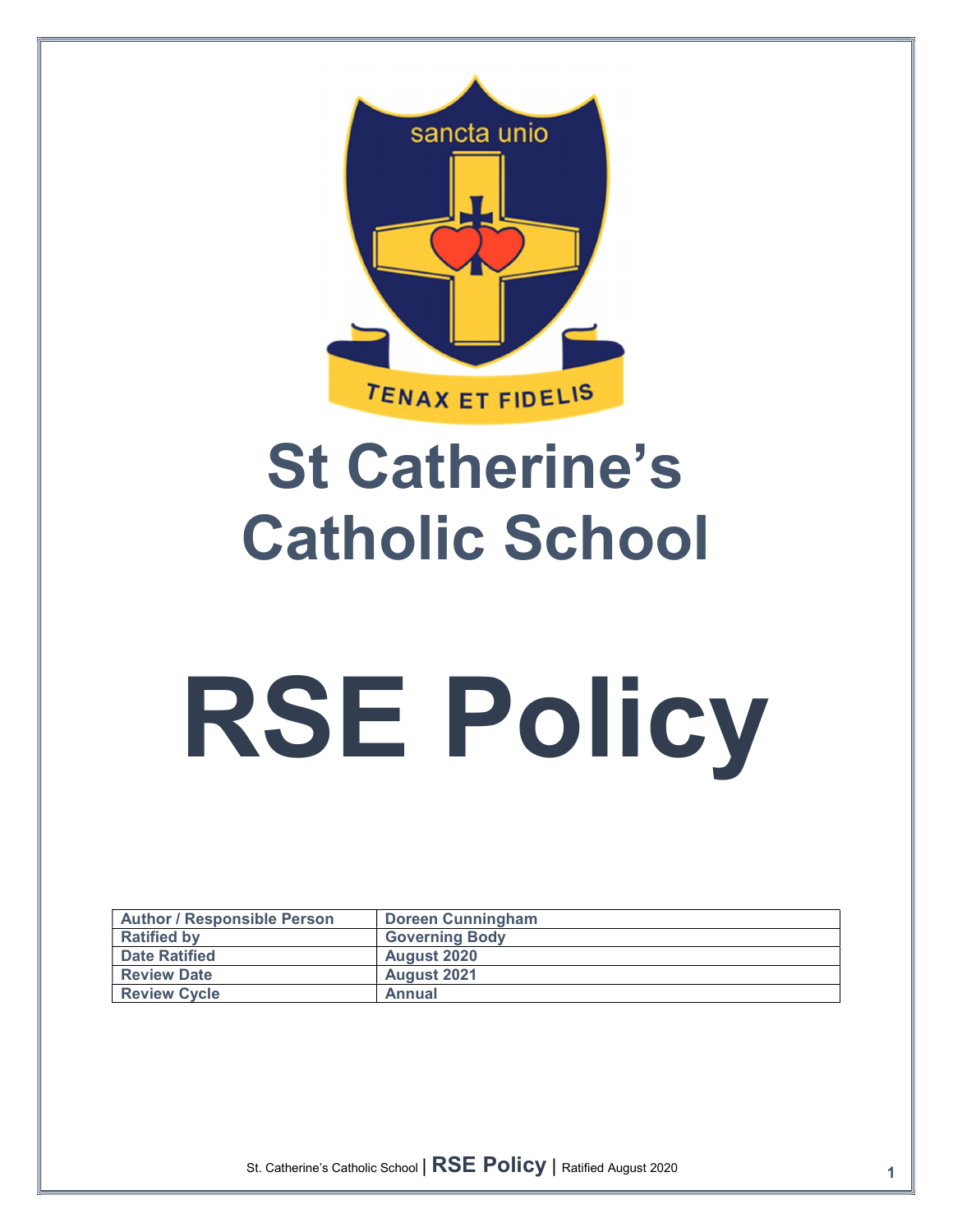sancta unio

TENAX ET FIDELIS

# St Catherine's Catholic School

# RSE Policy

| | |
|---|---|
| **Author / Responsible Person** | **Doreen Cunningham** |
| **Ratified by** | **Governing Body** |
| **Date Ratified** | **August 2020** |
| **Review Date** | **August 2021** |
| **Review Cycle** | **Annual** |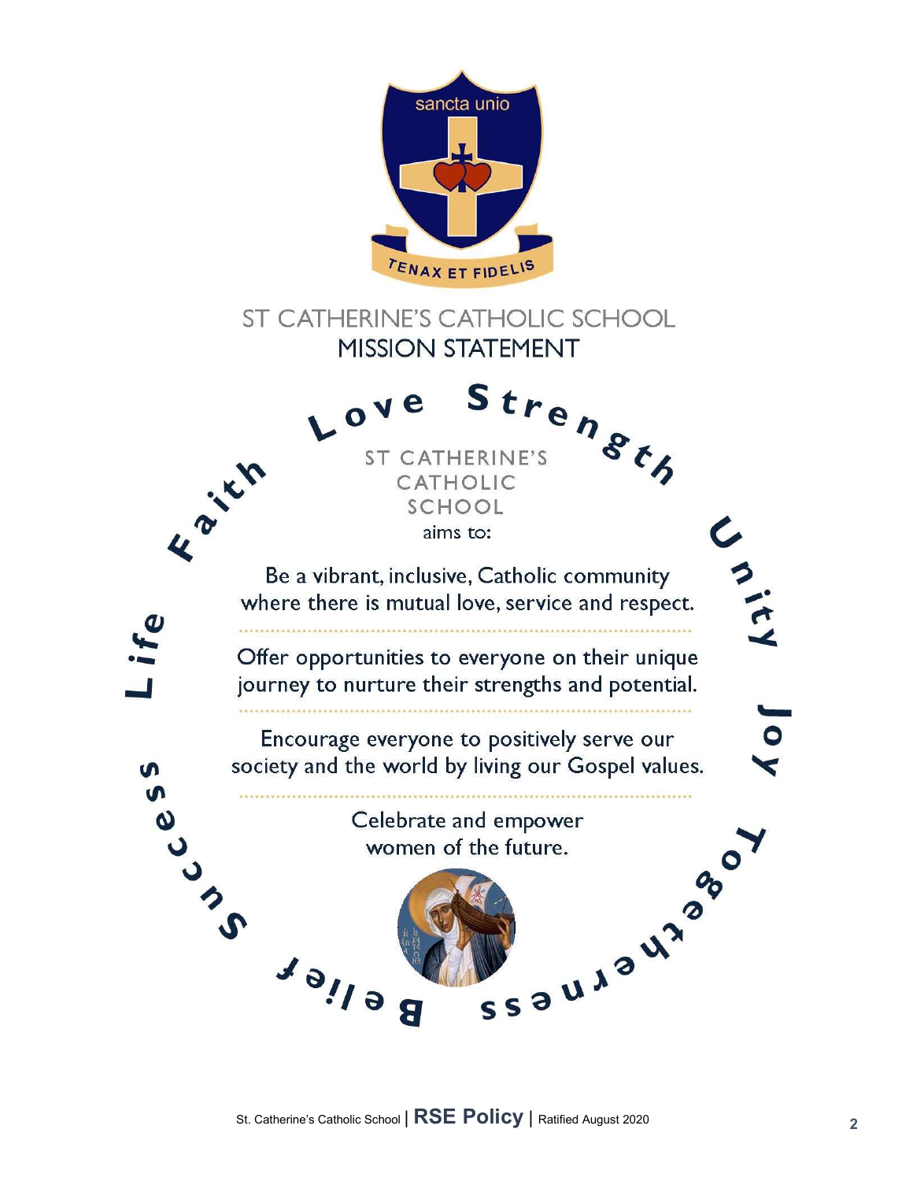sancta unio

TENAX ET FIDELIS

# ST CATHERINE'S CATHOLIC SCHOOL
## MISSION STATEMENT

Love Strength Unity Joy Togetherness Belief Success Life Faith

ST CATHERINE'S CATHOLIC SCHOOL aims to:

Be a vibrant, inclusive, Catholic community where there is mutual love, service and respect.

Offer opportunities to everyone on their unique journey to nurture their strengths and potential.

Encourage everyone to positively serve our society and the world by living our Gospel values.

Celebrate and empower women of the future.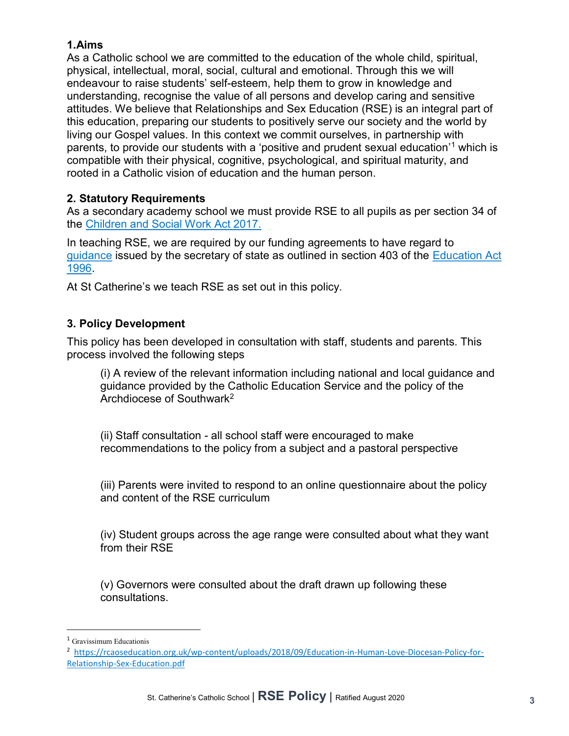## 1.Aims

As a Catholic school we are committed to the education of the whole child, spiritual, physical, intellectual, moral, social, cultural and emotional. Through this we will endeavour to raise students' self-esteem, help them to grow in knowledge and understanding, recognise the value of all persons and develop caring and sensitive attitudes. We believe that Relationships and Sex Education (RSE) is an integral part of this education, preparing our students to positively serve our society and the world by living our Gospel values. In this context we commit ourselves, in partnership with parents, to provide our students with a 'positive and prudent sexual education'[1] which is compatible with their physical, cognitive, psychological, and spiritual maturity, and rooted in a Catholic vision of education and the human person.

## 2. Statutory Requirements

As a secondary academy school we must provide RSE to all pupils as per section 34 of the [Children and Social Work Act 2017.]

In teaching RSE, we are required by our funding agreements to have regard to [guidance] issued by the secretary of state as outlined in section 403 of the [Education Act 1996].

At St Catherine's we teach RSE as set out in this policy.

## 3. Policy Development

This policy has been developed in consultation with staff, students and parents. This process involved the following steps

(i) A review of the relevant information including national and local guidance and guidance provided by the Catholic Education Service and the policy of the Archdiocese of Southwark[2]

(ii) Staff consultation - all school staff were encouraged to make recommendations to the policy from a subject and a pastoral perspective

(iii) Parents were invited to respond to an online questionnaire about the policy and content of the RSE curriculum

(iv) Student groups across the age range were consulted about what they want from their RSE

(v) Governors were consulted about the draft drawn up following these consultations.

---

[1] Gravissimum Educationis

[2] https://rcaoseducation.org.uk/wp-content/uploads/2018/09/Education-in-Human-Love-Diocesan-Policy-for-Relationship-Sex-Education.pdf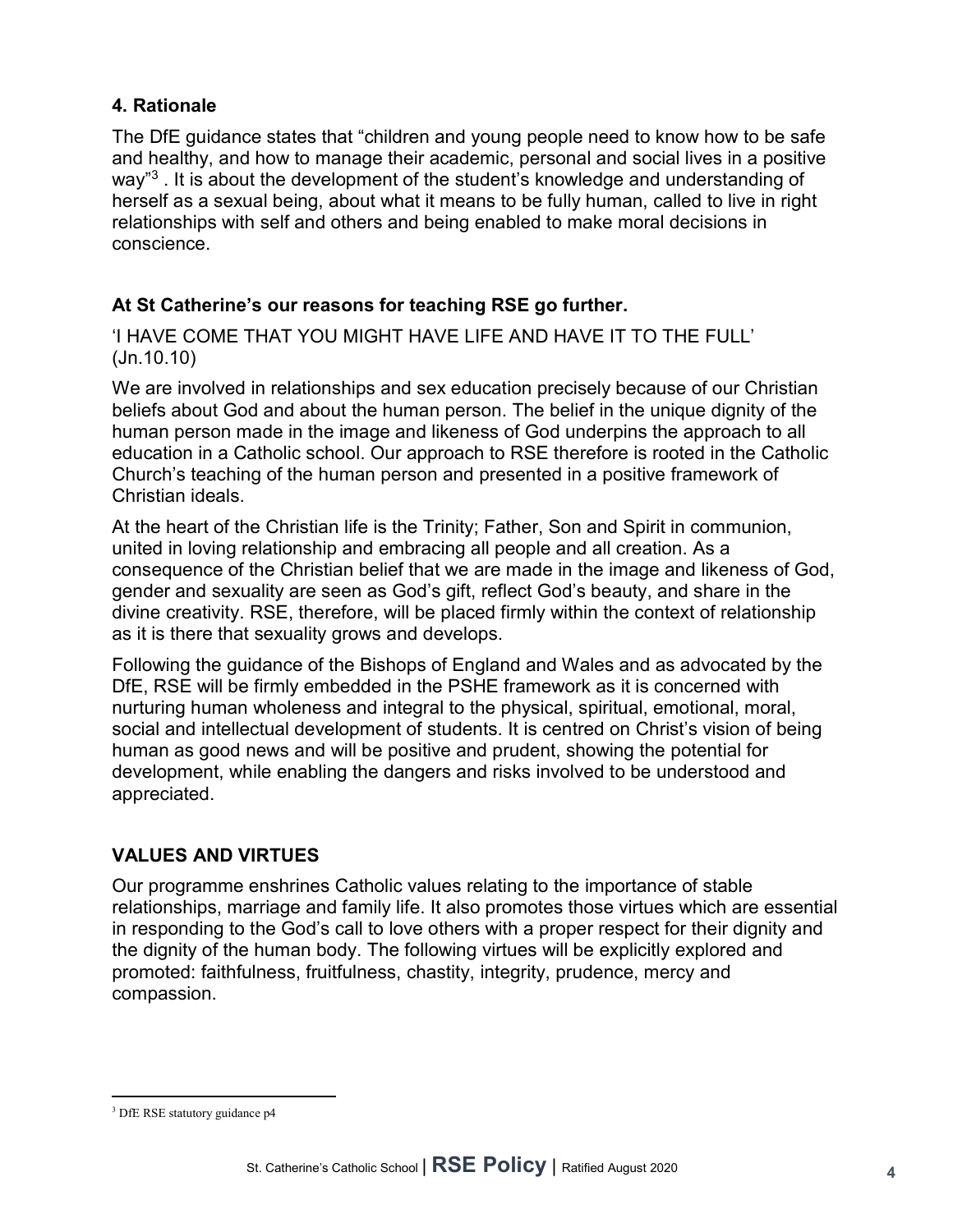## 4. Rationale

The DfE guidance states that "children and young people need to know how to be safe and healthy, and how to manage their academic, personal and social lives in a positive way"[3] . It is about the development of the student's knowledge and understanding of herself as a sexual being, about what it means to be fully human, called to live in right relationships with self and others and being enabled to make moral decisions in conscience.

### At St Catherine's our reasons for teaching RSE go further.

'I HAVE COME THAT YOU MIGHT HAVE LIFE AND HAVE IT TO THE FULL' (Jn.10.10)

We are involved in relationships and sex education precisely because of our Christian beliefs about God and about the human person. The belief in the unique dignity of the human person made in the image and likeness of God underpins the approach to all education in a Catholic school. Our approach to RSE therefore is rooted in the Catholic Church's teaching of the human person and presented in a positive framework of Christian ideals.

At the heart of the Christian life is the Trinity; Father, Son and Spirit in communion, united in loving relationship and embracing all people and all creation. As a consequence of the Christian belief that we are made in the image and likeness of God, gender and sexuality are seen as God's gift, reflect God's beauty, and share in the divine creativity. RSE, therefore, will be placed firmly within the context of relationship as it is there that sexuality grows and develops.

Following the guidance of the Bishops of England and Wales and as advocated by the DfE, RSE will be firmly embedded in the PSHE framework as it is concerned with nurturing human wholeness and integral to the physical, spiritual, emotional, moral, social and intellectual development of students. It is centred on Christ's vision of being human as good news and will be positive and prudent, showing the potential for development, while enabling the dangers and risks involved to be understood and appreciated.

### VALUES AND VIRTUES

Our programme enshrines Catholic values relating to the importance of stable relationships, marriage and family life. It also promotes those virtues which are essential in responding to the God's call to love others with a proper respect for their dignity and the dignity of the human body. The following virtues will be explicitly explored and promoted: faithfulness, fruitfulness, chastity, integrity, prudence, mercy and compassion.

[3] DfE RSE statutory guidance p4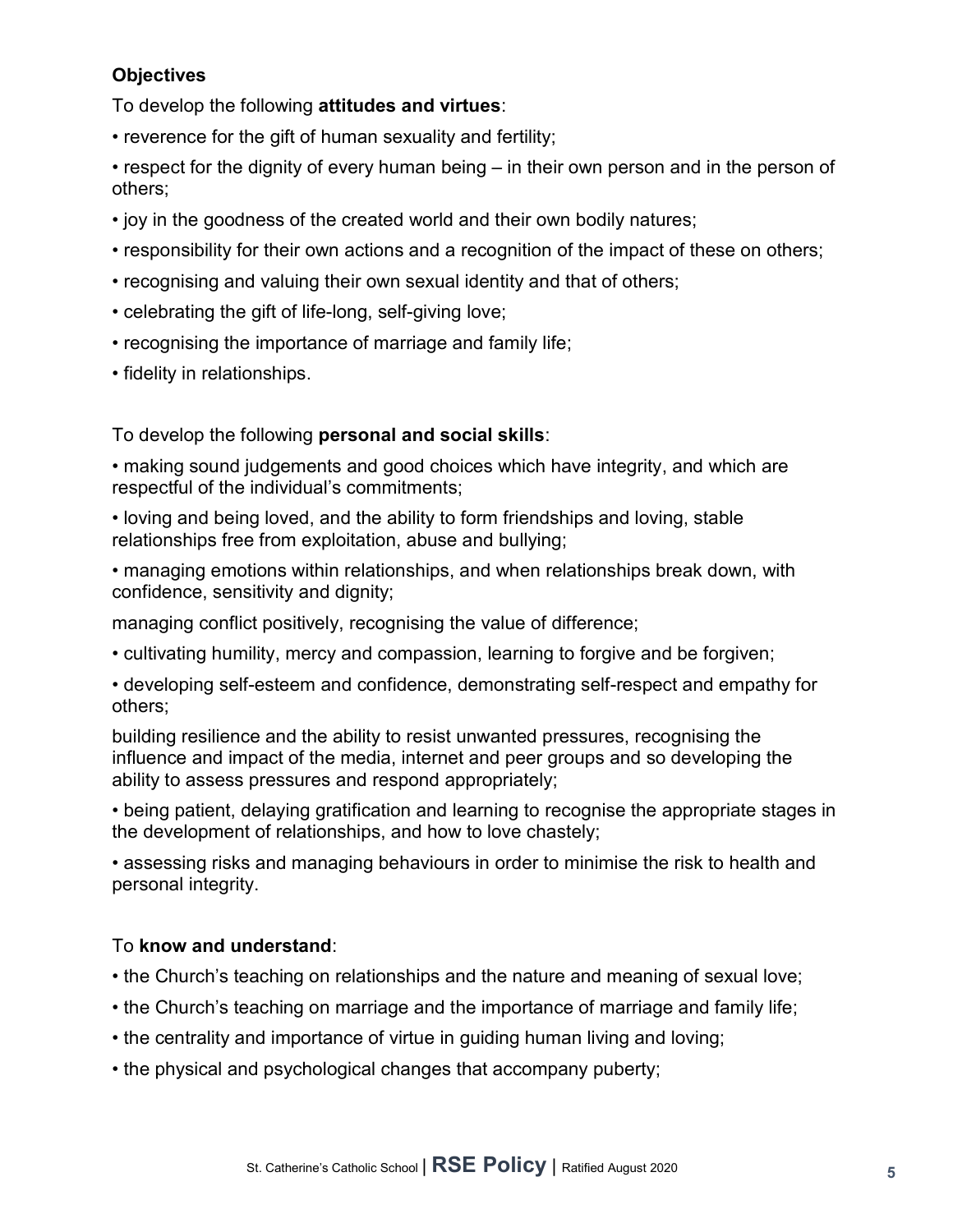**Objectives**

To develop the following **attitudes and virtues**:

- reverence for the gift of human sexuality and fertility;
- respect for the dignity of every human being – in their own person and in the person of others;
- joy in the goodness of the created world and their own bodily natures;
- responsibility for their own actions and a recognition of the impact of these on others;
- recognising and valuing their own sexual identity and that of others;
- celebrating the gift of life-long, self-giving love;
- recognising the importance of marriage and family life;
- fidelity in relationships.

To develop the following **personal and social skills**:

- making sound judgements and good choices which have integrity, and which are respectful of the individual's commitments;
- loving and being loved, and the ability to form friendships and loving, stable relationships free from exploitation, abuse and bullying;
- managing emotions within relationships, and when relationships break down, with confidence, sensitivity and dignity;

managing conflict positively, recognising the value of difference;

- cultivating humility, mercy and compassion, learning to forgive and be forgiven;
- developing self-esteem and confidence, demonstrating self-respect and empathy for others;

building resilience and the ability to resist unwanted pressures, recognising the influence and impact of the media, internet and peer groups and so developing the ability to assess pressures and respond appropriately;

- being patient, delaying gratification and learning to recognise the appropriate stages in the development of relationships, and how to love chastely;
- assessing risks and managing behaviours in order to minimise the risk to health and personal integrity.

To **know and understand**:

- the Church's teaching on relationships and the nature and meaning of sexual love;
- the Church's teaching on marriage and the importance of marriage and family life;
- the centrality and importance of virtue in guiding human living and loving;
- the physical and psychological changes that accompany puberty;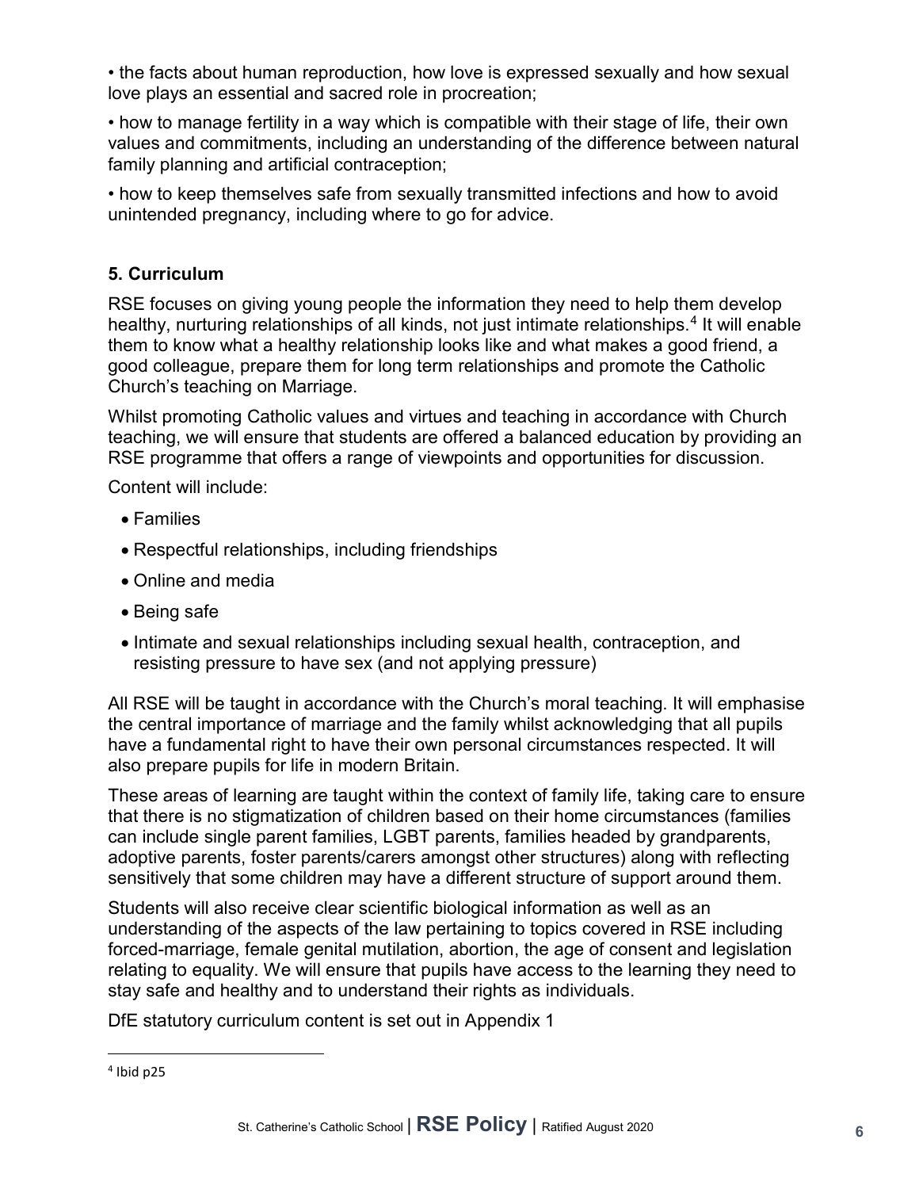• the facts about human reproduction, how love is expressed sexually and how sexual love plays an essential and sacred role in procreation;

• how to manage fertility in a way which is compatible with their stage of life, their own values and commitments, including an understanding of the difference between natural family planning and artificial contraception;

• how to keep themselves safe from sexually transmitted infections and how to avoid unintended pregnancy, including where to go for advice.

## 5. Curriculum

RSE focuses on giving young people the information they need to help them develop healthy, nurturing relationships of all kinds, not just intimate relationships.[4] It will enable them to know what a healthy relationship looks like and what makes a good friend, a good colleague, prepare them for long term relationships and promote the Catholic Church's teaching on Marriage.

Whilst promoting Catholic values and virtues and teaching in accordance with Church teaching, we will ensure that students are offered a balanced education by providing an RSE programme that offers a range of viewpoints and opportunities for discussion.

Content will include:

- Families
- Respectful relationships, including friendships
- Online and media
- Being safe
- Intimate and sexual relationships including sexual health, contraception, and resisting pressure to have sex (and not applying pressure)

All RSE will be taught in accordance with the Church's moral teaching. It will emphasise the central importance of marriage and the family whilst acknowledging that all pupils have a fundamental right to have their own personal circumstances respected. It will also prepare pupils for life in modern Britain.

These areas of learning are taught within the context of family life, taking care to ensure that there is no stigmatization of children based on their home circumstances (families can include single parent families, LGBT parents, families headed by grandparents, adoptive parents, foster parents/carers amongst other structures) along with reflecting sensitively that some children may have a different structure of support around them.

Students will also receive clear scientific biological information as well as an understanding of the aspects of the law pertaining to topics covered in RSE including forced-marriage, female genital mutilation, abortion, the age of consent and legislation relating to equality. We will ensure that pupils have access to the learning they need to stay safe and healthy and to understand their rights as individuals.

DfE statutory curriculum content is set out in Appendix 1

---

[4] Ibid p25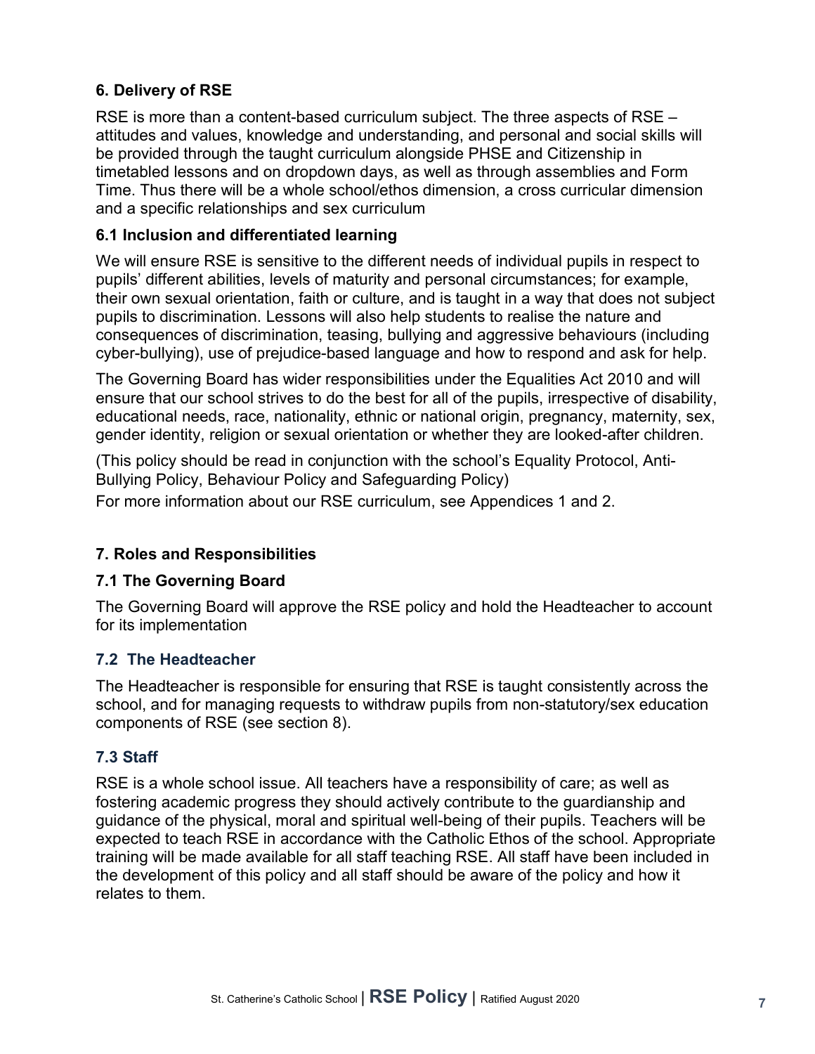## 6. Delivery of RSE

RSE is more than a content-based curriculum subject. The three aspects of RSE – attitudes and values, knowledge and understanding, and personal and social skills will be provided through the taught curriculum alongside PHSE and Citizenship in timetabled lessons and on dropdown days, as well as through assemblies and Form Time. Thus there will be a whole school/ethos dimension, a cross curricular dimension and a specific relationships and sex curriculum

### 6.1 Inclusion and differentiated learning

We will ensure RSE is sensitive to the different needs of individual pupils in respect to pupils' different abilities, levels of maturity and personal circumstances; for example, their own sexual orientation, faith or culture, and is taught in a way that does not subject pupils to discrimination. Lessons will also help students to realise the nature and consequences of discrimination, teasing, bullying and aggressive behaviours (including cyber-bullying), use of prejudice-based language and how to respond and ask for help.

The Governing Board has wider responsibilities under the Equalities Act 2010 and will ensure that our school strives to do the best for all of the pupils, irrespective of disability, educational needs, race, nationality, ethnic or national origin, pregnancy, maternity, sex, gender identity, religion or sexual orientation or whether they are looked-after children.

(This policy should be read in conjunction with the school's Equality Protocol, Anti-Bullying Policy, Behaviour Policy and Safeguarding Policy)

For more information about our RSE curriculum, see Appendices 1 and 2.

## 7. Roles and Responsibilities

### 7.1 The Governing Board

The Governing Board will approve the RSE policy and hold the Headteacher to account for its implementation

### 7.2 The Headteacher

The Headteacher is responsible for ensuring that RSE is taught consistently across the school, and for managing requests to withdraw pupils from non-statutory/sex education components of RSE (see section 8).

### 7.3 Staff

RSE is a whole school issue. All teachers have a responsibility of care; as well as fostering academic progress they should actively contribute to the guardianship and guidance of the physical, moral and spiritual well-being of their pupils. Teachers will be expected to teach RSE in accordance with the Catholic Ethos of the school. Appropriate training will be made available for all staff teaching RSE. All staff have been included in the development of this policy and all staff should be aware of the policy and how it relates to them.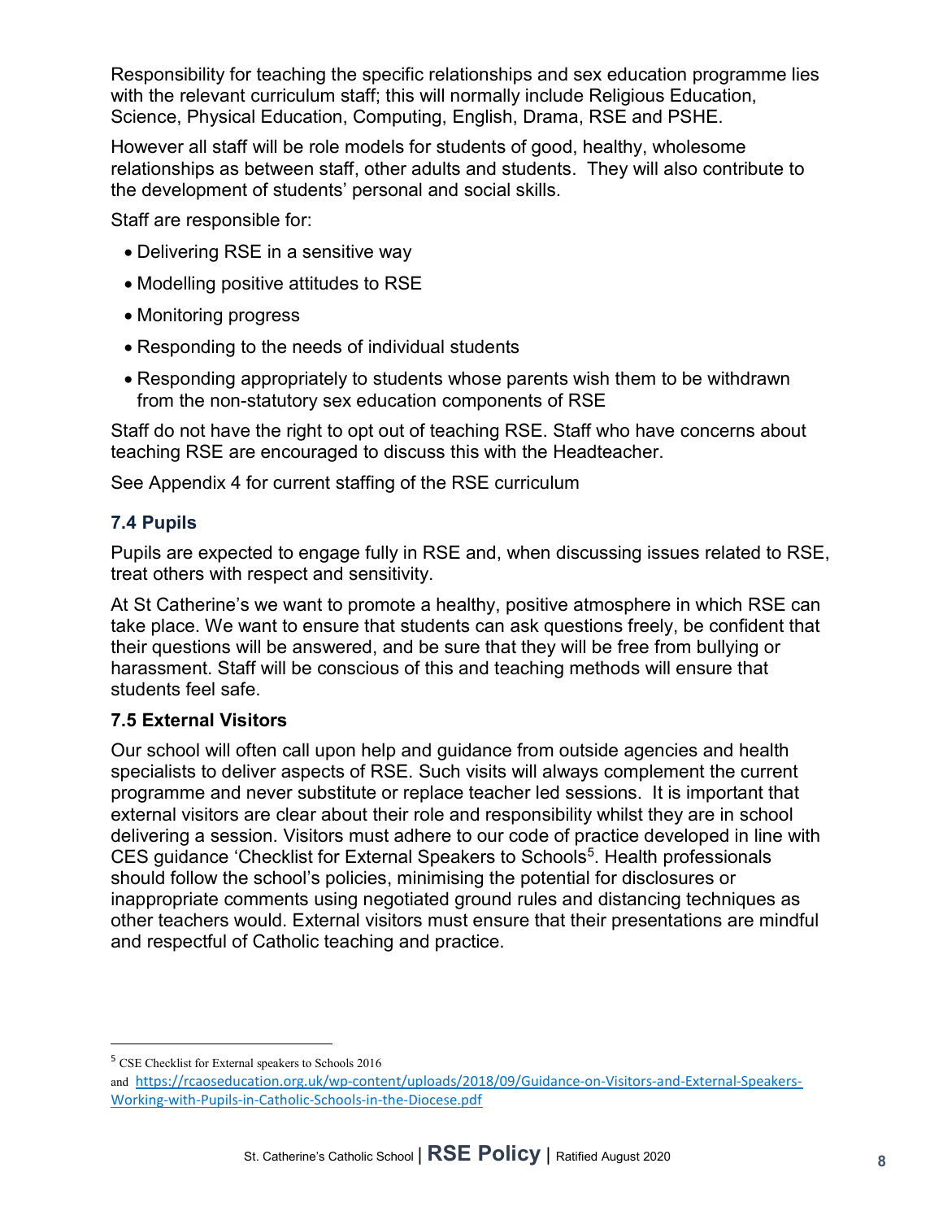Responsibility for teaching the specific relationships and sex education programme lies with the relevant curriculum staff; this will normally include Religious Education, Science, Physical Education, Computing, English, Drama, RSE and PSHE.

However all staff will be role models for students of good, healthy, wholesome relationships as between staff, other adults and students. They will also contribute to the development of students' personal and social skills.

Staff are responsible for:

- Delivering RSE in a sensitive way
- Modelling positive attitudes to RSE
- Monitoring progress
- Responding to the needs of individual students
- Responding appropriately to students whose parents wish them to be withdrawn from the non-statutory sex education components of RSE

Staff do not have the right to opt out of teaching RSE. Staff who have concerns about teaching RSE are encouraged to discuss this with the Headteacher.

See Appendix 4 for current staffing of the RSE curriculum

### 7.4 Pupils

Pupils are expected to engage fully in RSE and, when discussing issues related to RSE, treat others with respect and sensitivity.

At St Catherine's we want to promote a healthy, positive atmosphere in which RSE can take place. We want to ensure that students can ask questions freely, be confident that their questions will be answered, and be sure that they will be free from bullying or harassment. Staff will be conscious of this and teaching methods will ensure that students feel safe.

### 7.5 External Visitors

Our school will often call upon help and guidance from outside agencies and health specialists to deliver aspects of RSE. Such visits will always complement the current programme and never substitute or replace teacher led sessions. It is important that external visitors are clear about their role and responsibility whilst they are in school delivering a session. Visitors must adhere to our code of practice developed in line with CES guidance 'Checklist for External Speakers to Schools[5]. Health professionals should follow the school's policies, minimising the potential for disclosures or inappropriate comments using negotiated ground rules and distancing techniques as other teachers would. External visitors must ensure that their presentations are mindful and respectful of Catholic teaching and practice.

---

[5] CSE Checklist for External speakers to Schools 2016 and https://rcaoseducation.org.uk/wp-content/uploads/2018/09/Guidance-on-Visitors-and-External-Speakers-Working-with-Pupils-in-Catholic-Schools-in-the-Diocese.pdf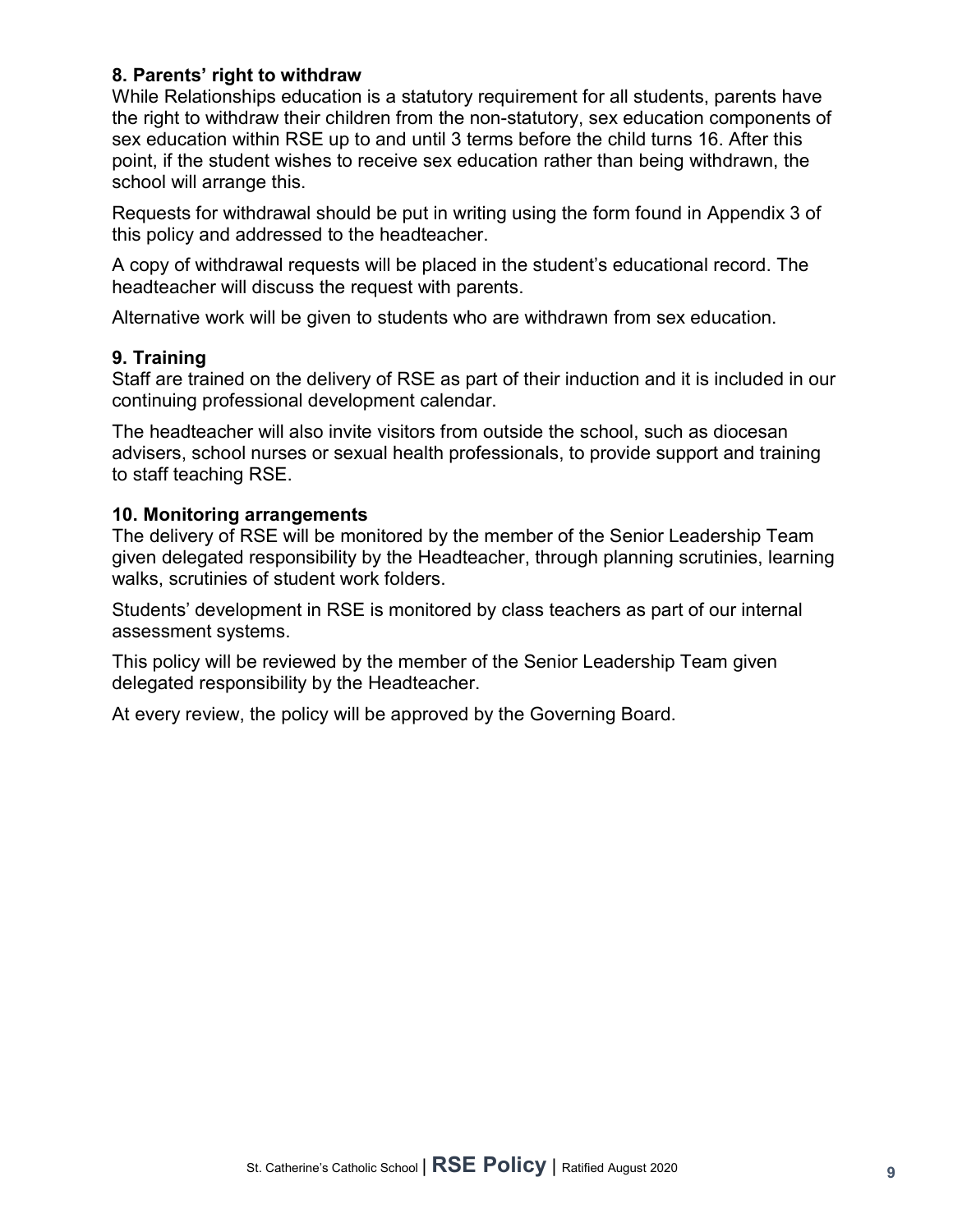## 8. Parents' right to withdraw

While Relationships education is a statutory requirement for all students, parents have the right to withdraw their children from the non-statutory, sex education components of sex education within RSE up to and until 3 terms before the child turns 16. After this point, if the student wishes to receive sex education rather than being withdrawn, the school will arrange this.

Requests for withdrawal should be put in writing using the form found in Appendix 3 of this policy and addressed to the headteacher.

A copy of withdrawal requests will be placed in the student's educational record. The headteacher will discuss the request with parents.

Alternative work will be given to students who are withdrawn from sex education.

## 9. Training

Staff are trained on the delivery of RSE as part of their induction and it is included in our continuing professional development calendar.

The headteacher will also invite visitors from outside the school, such as diocesan advisers, school nurses or sexual health professionals, to provide support and training to staff teaching RSE.

## 10. Monitoring arrangements

The delivery of RSE will be monitored by the member of the Senior Leadership Team given delegated responsibility by the Headteacher, through planning scrutinies, learning walks, scrutinies of student work folders.

Students' development in RSE is monitored by class teachers as part of our internal assessment systems.

This policy will be reviewed by the member of the Senior Leadership Team given delegated responsibility by the Headteacher.

At every review, the policy will be approved by the Governing Board.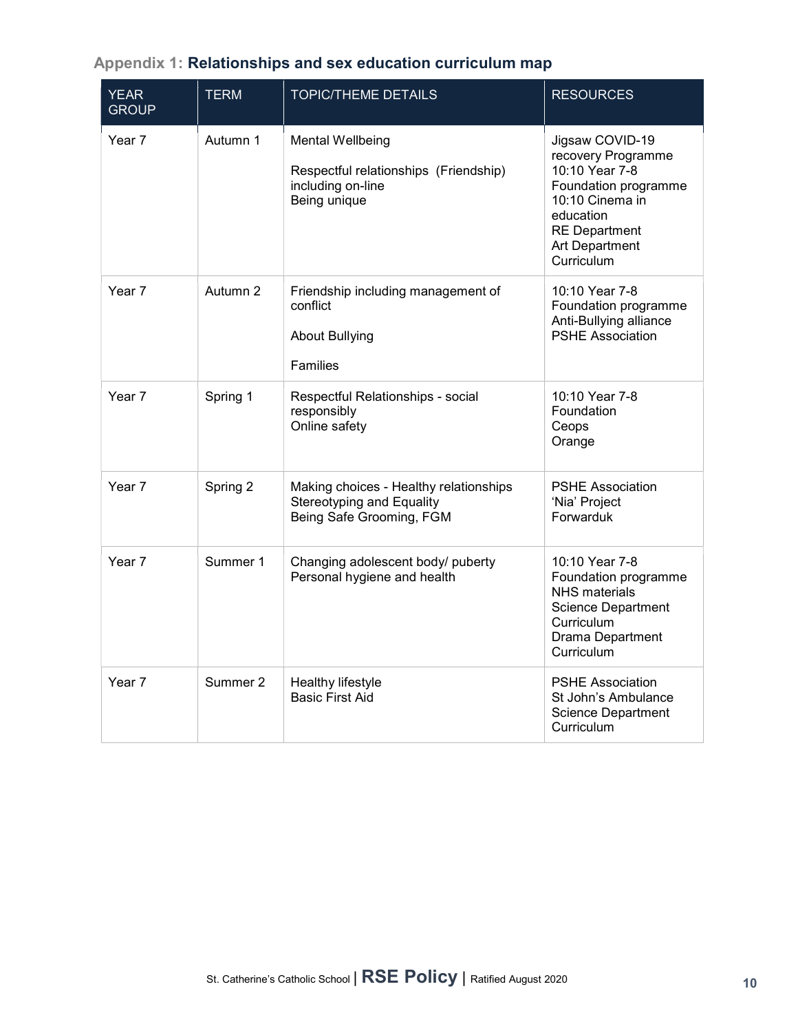## Appendix 1: **Relationships and sex education curriculum map**

| YEAR GROUP | TERM | TOPIC/THEME DETAILS | RESOURCES |
|---|---|---|---|
| Year 7 | Autumn 1 | Mental Wellbeing<br><br>Respectful relationships (Friendship) including on-line<br>Being unique | Jigsaw COVID-19 recovery Programme<br>10:10 Year 7-8 Foundation programme<br>10:10 Cinema in education<br>RE Department<br>Art Department Curriculum |
| Year 7 | Autumn 2 | Friendship including management of conflict<br><br>About Bullying<br><br>Families | 10:10 Year 7-8 Foundation programme<br>Anti-Bullying alliance<br>PSHE Association |
| Year 7 | Spring 1 | Respectful Relationships - social responsibly<br>Online safety | 10:10 Year 7-8 Foundation<br>Ceops<br>Orange |
| Year 7 | Spring 2 | Making choices - Healthy relationships<br>Stereotyping and Equality<br>Being Safe Grooming, FGM | PSHE Association<br>'Nia' Project<br>Forwarduk |
| Year 7 | Summer 1 | Changing adolescent body/ puberty<br>Personal hygiene and health | 10:10 Year 7-8 Foundation programme<br>NHS materials<br>Science Department Curriculum<br>Drama Department Curriculum |
| Year 7 | Summer 2 | Healthy lifestyle<br>Basic First Aid | PSHE Association<br>St John's Ambulance<br>Science Department Curriculum |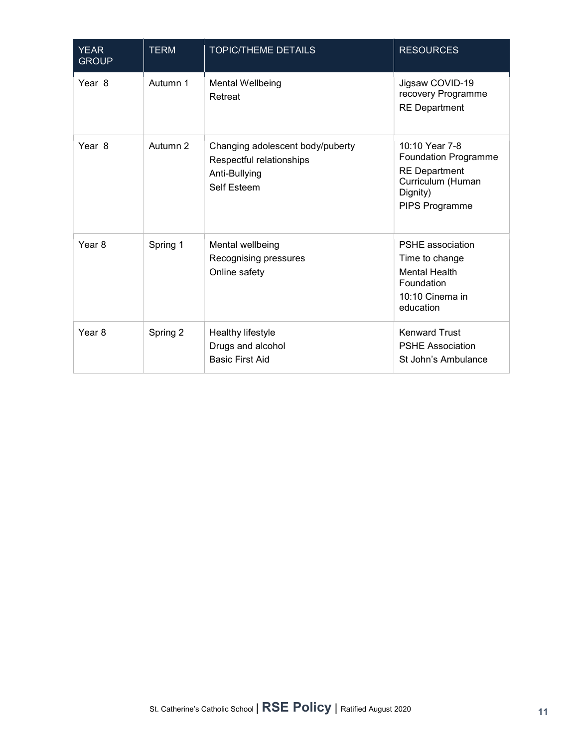| YEAR GROUP | TERM | TOPIC/THEME DETAILS | RESOURCES |
|---|---|---|---|
| Year 8 | Autumn 1 | Mental Wellbeing<br>Retreat | Jigsaw COVID-19 recovery Programme<br>RE Department |
| Year 8 | Autumn 2 | Changing adolescent body/puberty<br>Respectful relationships<br>Anti-Bullying<br>Self Esteem | 10:10 Year 7-8 Foundation Programme<br>RE Department Curriculum (Human Dignity)<br>PIPS Programme |
| Year 8 | Spring 1 | Mental wellbeing<br>Recognising pressures<br>Online safety | PSHE association<br>Time to change<br>Mental Health Foundation<br>10:10 Cinema in education |
| Year 8 | Spring 2 | Healthy lifestyle<br>Drugs and alcohol<br>Basic First Aid | Kenward Trust<br>PSHE Association<br>St John's Ambulance |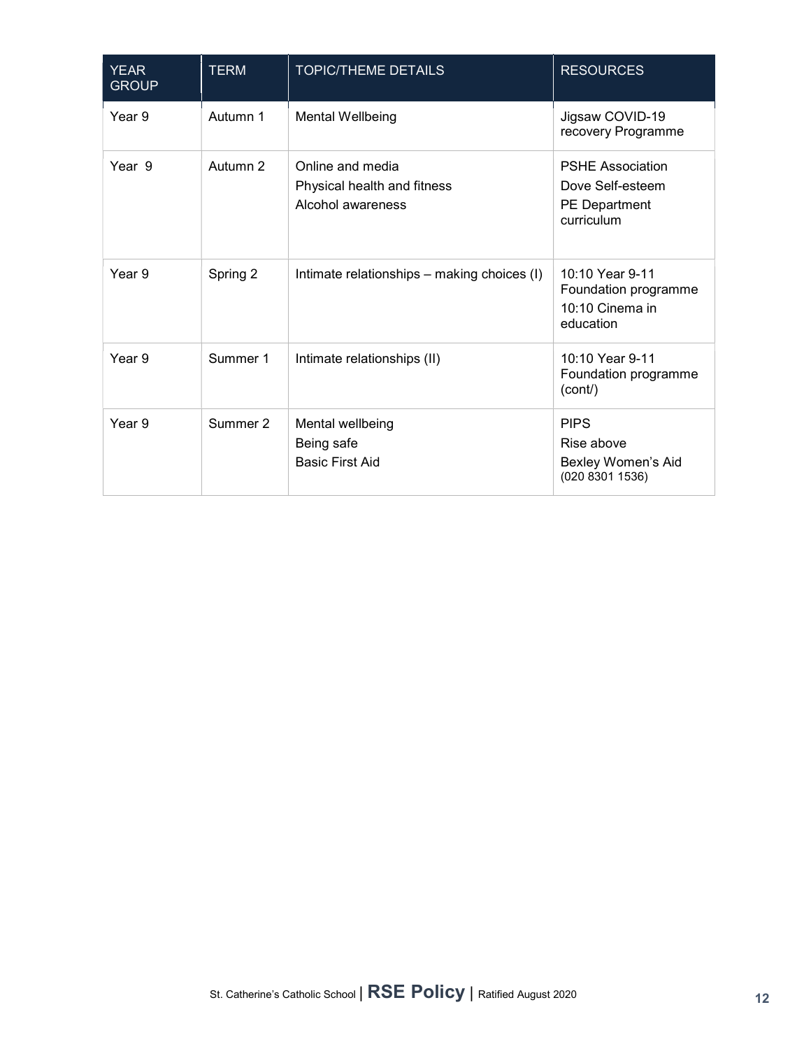| YEAR GROUP | TERM | TOPIC/THEME DETAILS | RESOURCES |
|---|---|---|---|
| Year 9 | Autumn 1 | Mental Wellbeing | Jigsaw COVID-19 recovery Programme |
| Year 9 | Autumn 2 | Online and media<br>Physical health and fitness<br>Alcohol awareness | PSHE Association<br>Dove Self-esteem<br>PE Department curriculum |
| Year 9 | Spring 2 | Intimate relationships – making choices (I) | 10:10 Year 9-11 Foundation programme<br>10:10 Cinema in education |
| Year 9 | Summer 1 | Intimate relationships (II) | 10:10 Year 9-11 Foundation programme (cont/) |
| Year 9 | Summer 2 | Mental wellbeing<br>Being safe<br>Basic First Aid | PIPS<br>Rise above<br>Bexley Women's Aid (020 8301 1536) |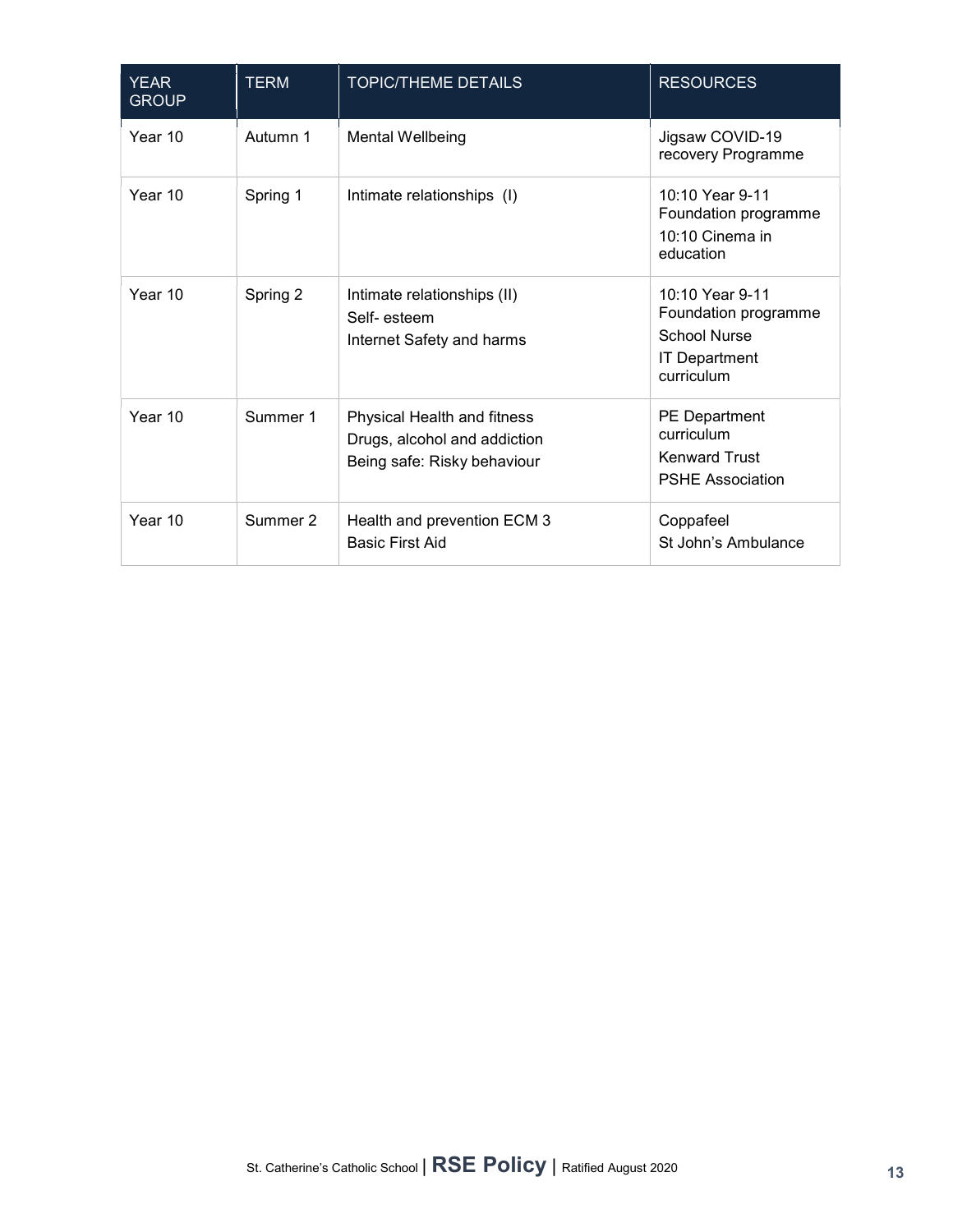| YEAR GROUP | TERM | TOPIC/THEME DETAILS | RESOURCES |
|---|---|---|---|
| Year 10 | Autumn 1 | Mental Wellbeing | Jigsaw COVID-19 recovery Programme |
| Year 10 | Spring 1 | Intimate relationships (I) | 10:10 Year 9-11 Foundation programme<br>10:10 Cinema in education |
| Year 10 | Spring 2 | Intimate relationships (II)<br>Self- esteem<br>Internet Safety and harms | 10:10 Year 9-11 Foundation programme<br>School Nurse<br>IT Department curriculum |
| Year 10 | Summer 1 | Physical Health and fitness<br>Drugs, alcohol and addiction<br>Being safe: Risky behaviour | PE Department curriculum<br>Kenward Trust<br>PSHE Association |
| Year 10 | Summer 2 | Health and prevention ECM 3<br>Basic First Aid | Coppafeel<br>St John's Ambulance |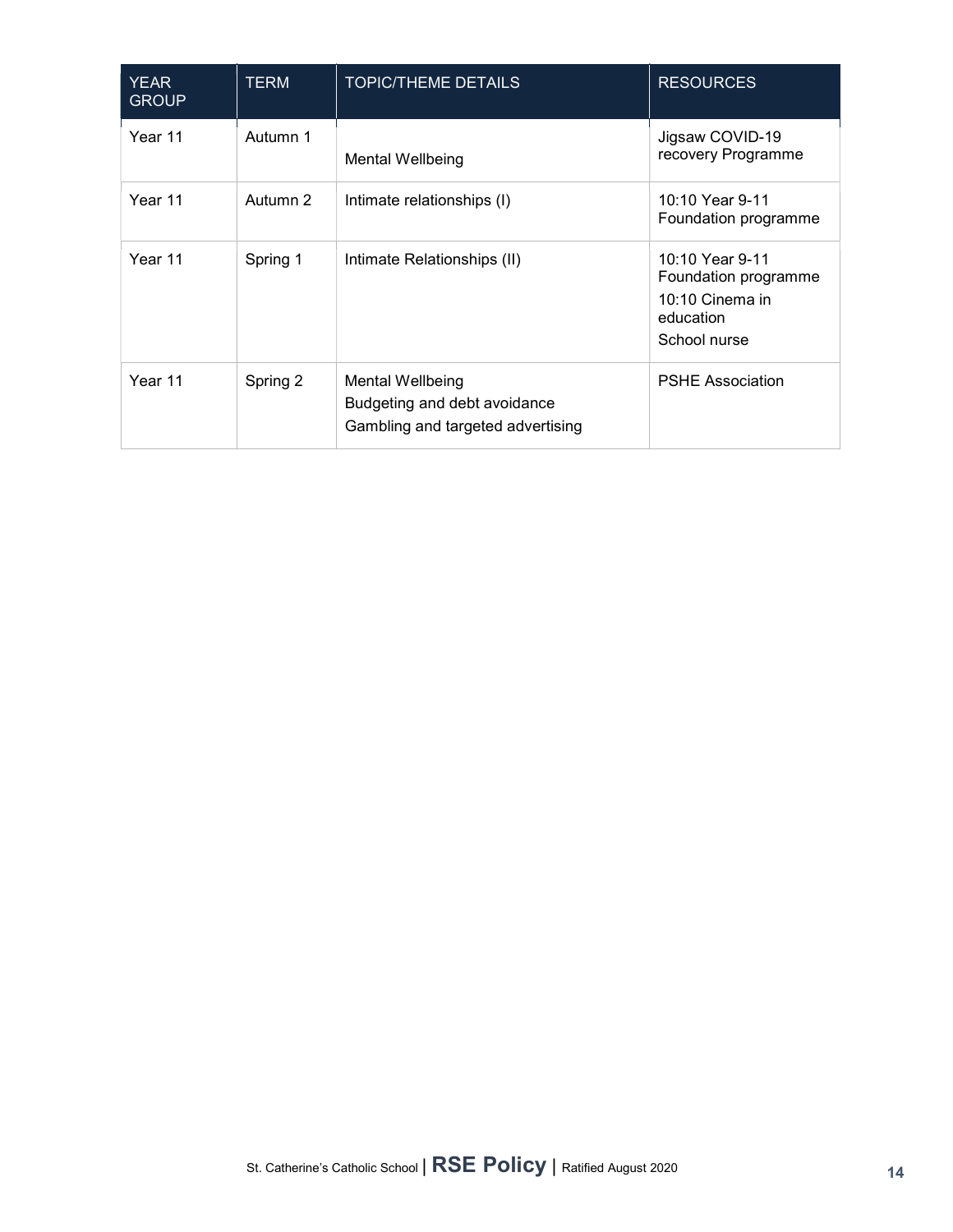| YEAR GROUP | TERM | TOPIC/THEME DETAILS | RESOURCES |
|---|---|---|---|
| Year 11 | Autumn 1 | Mental Wellbeing | Jigsaw COVID-19 recovery Programme |
| Year 11 | Autumn 2 | Intimate relationships (I) | 10:10 Year 9-11 Foundation programme |
| Year 11 | Spring 1 | Intimate Relationships (II) | 10:10 Year 9-11 Foundation programme<br>10:10 Cinema in education<br>School nurse |
| Year 11 | Spring 2 | Mental Wellbeing<br>Budgeting and debt avoidance<br>Gambling and targeted advertising | PSHE Association |